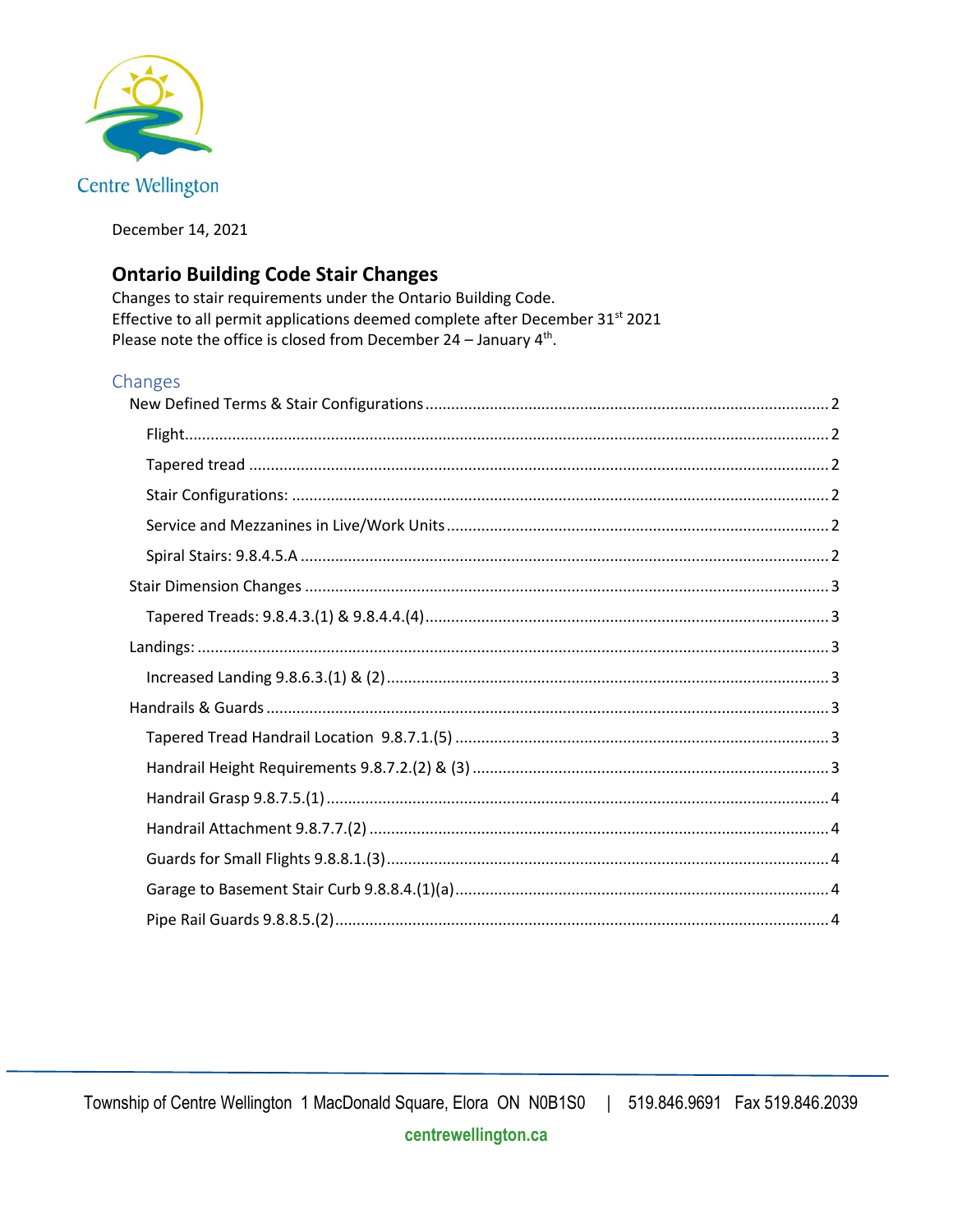Centre Wellington

December 14, 2021

## Ontario Building Code Stair Changes

Changes to stair requirements under the Ontario Building Code.
Effective to all permit applications deemed complete after December 31st 2021
Please note the office is closed from December 24 – January 4th.

### Changes

- New Defined Terms & Stair Configurations ..... 2
  - Flight ..... 2
  - Tapered tread ..... 2
  - Stair Configurations: ..... 2
  - Service and Mezzanines in Live/Work Units ..... 2
  - Spiral Stairs: 9.8.4.5.A ..... 2
- Stair Dimension Changes ..... 3
  - Tapered Treads: 9.8.4.3.(1) & 9.8.4.4.(4) ..... 3
- Landings: ..... 3
  - Increased Landing 9.8.6.3.(1) & (2) ..... 3
- Handrails & Guards ..... 3
  - Tapered Tread Handrail Location 9.8.7.1.(5) ..... 3
  - Handrail Height Requirements 9.8.7.2.(2) & (3) ..... 3
  - Handrail Grasp 9.8.7.5.(1) ..... 4
  - Handrail Attachment 9.8.7.7.(2) ..... 4
  - Guards for Small Flights 9.8.8.1.(3) ..... 4
  - Garage to Basement Stair Curb 9.8.8.4.(1)(a) ..... 4
  - Pipe Rail Guards 9.8.8.5.(2) ..... 4

Township of Centre Wellington 1 MacDonald Square, Elora ON N0B1S0 | 519.846.9691 Fax 519.846.2039

centrewellington.ca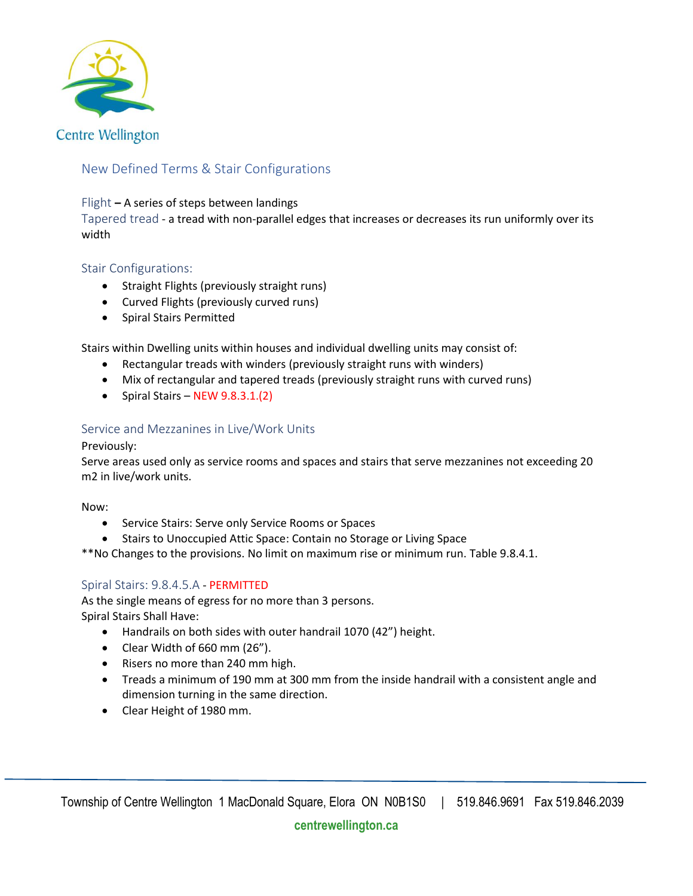## New Defined Terms & Stair Configurations

Flight **–** A series of steps between landings
Tapered tread - a tread with non-parallel edges that increases or decreases its run uniformly over its width

### Stair Configurations:

- Straight Flights (previously straight runs)
- Curved Flights (previously curved runs)
- Spiral Stairs Permitted

Stairs within Dwelling units within houses and individual dwelling units may consist of:

- Rectangular treads with winders (previously straight runs with winders)
- Mix of rectangular and tapered treads (previously straight runs with curved runs)
- Spiral Stairs – NEW 9.8.3.1.(2)

### Service and Mezzanines in Live/Work Units

Previously:
Serve areas used only as service rooms and spaces and stairs that serve mezzanines not exceeding 20 m2 in live/work units.

Now:

- Service Stairs: Serve only Service Rooms or Spaces
- Stairs to Unoccupied Attic Space: Contain no Storage or Living Space

**No Changes to the provisions. No limit on maximum rise or minimum run. Table 9.8.4.1.

### Spiral Stairs: 9.8.4.5.A - PERMITTED

As the single means of egress for no more than 3 persons.
Spiral Stairs Shall Have:

- Handrails on both sides with outer handrail 1070 (42") height.
- Clear Width of 660 mm (26").
- Risers no more than 240 mm high.
- Treads a minimum of 190 mm at 300 mm from the inside handrail with a consistent angle and dimension turning in the same direction.
- Clear Height of 1980 mm.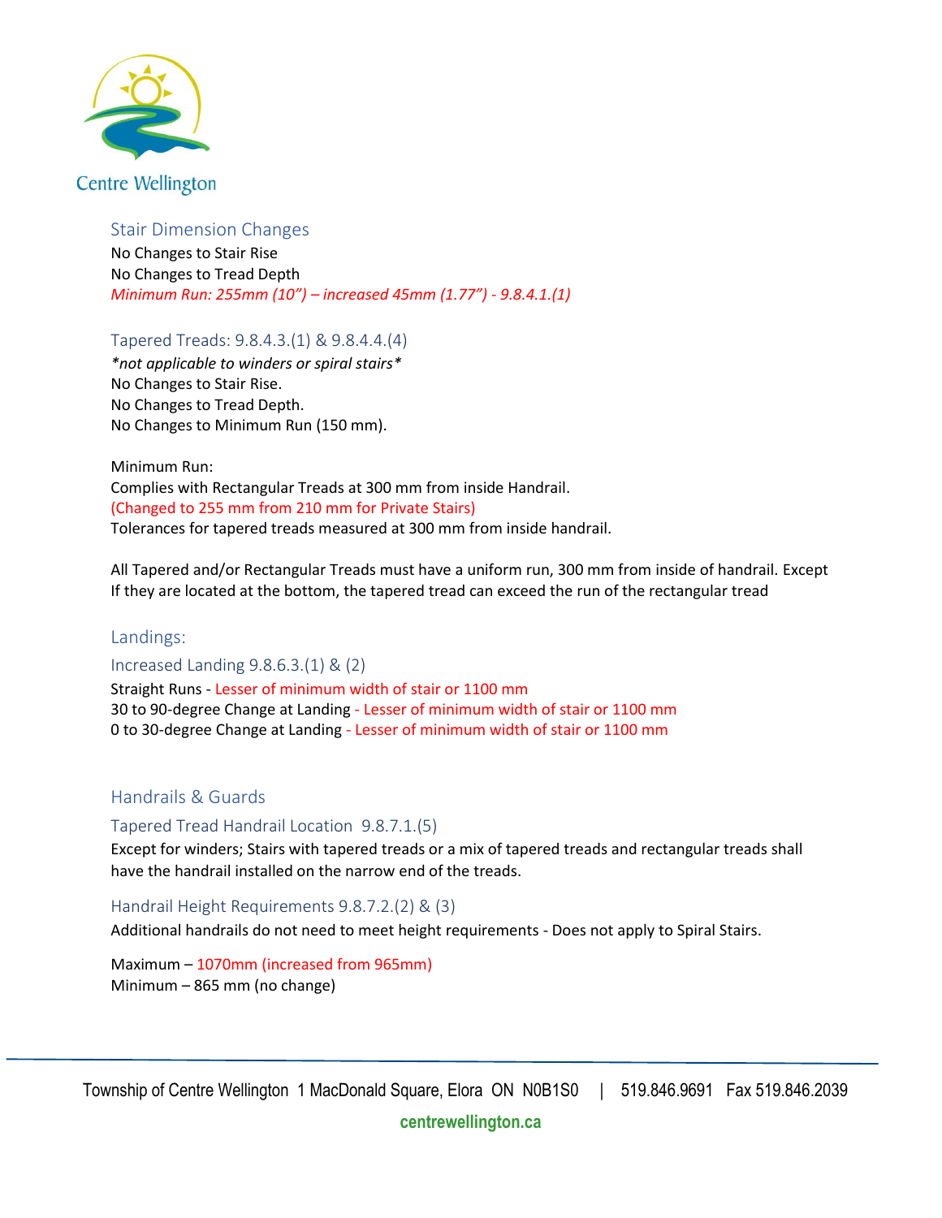Centre Wellington

## Stair Dimension Changes

No Changes to Stair Rise
No Changes to Tread Depth
*Minimum Run: 255mm (10") – increased 45mm (1.77") - 9.8.4.1.(1)*

## Tapered Treads: 9.8.4.3.(1) & 9.8.4.4.(4)

**not applicable to winders or spiral stairs**
No Changes to Stair Rise.
No Changes to Tread Depth.
No Changes to Minimum Run (150 mm).

Minimum Run:
Complies with Rectangular Treads at 300 mm from inside Handrail.
(Changed to 255 mm from 210 mm for Private Stairs)
Tolerances for tapered treads measured at 300 mm from inside handrail.

All Tapered and/or Rectangular Treads must have a uniform run, 300 mm from inside of handrail. Except If they are located at the bottom, the tapered tread can exceed the run of the rectangular tread

## Landings:

### Increased Landing 9.8.6.3.(1) & (2)

Straight Runs - Lesser of minimum width of stair or 1100 mm
30 to 90-degree Change at Landing - Lesser of minimum width of stair or 1100 mm
0 to 30-degree Change at Landing - Lesser of minimum width of stair or 1100 mm

## Handrails & Guards

### Tapered Tread Handrail Location 9.8.7.1.(5)

Except for winders; Stairs with tapered treads or a mix of tapered treads and rectangular treads shall have the handrail installed on the narrow end of the treads.

### Handrail Height Requirements 9.8.7.2.(2) & (3)

Additional handrails do not need to meet height requirements - Does not apply to Spiral Stairs.

Maximum – 1070mm (increased from 965mm)
Minimum – 865 mm (no change)

Township of Centre Wellington 1 MacDonald Square, Elora ON N0B1S0 | 519.846.9691 Fax 519.846.2039
centrewellington.ca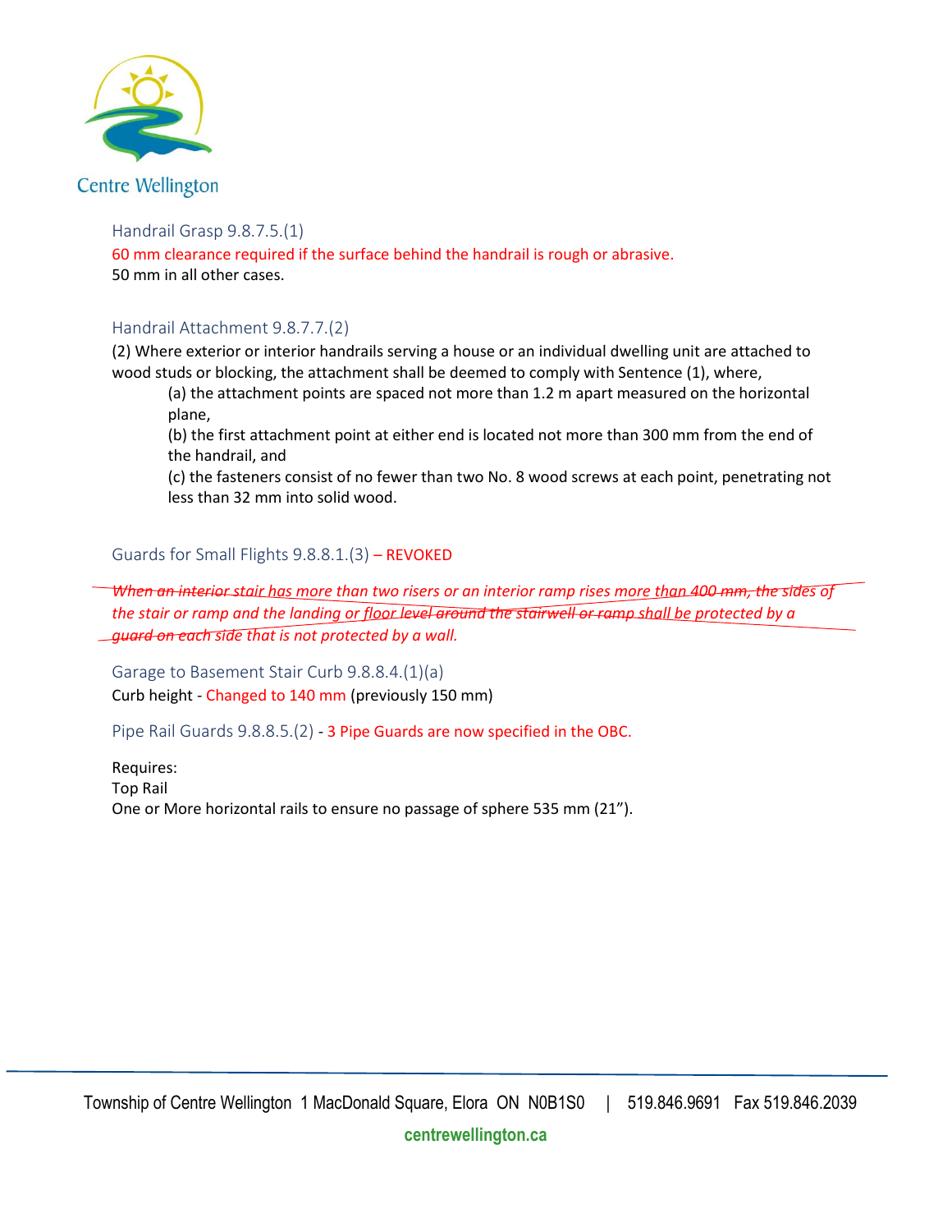### Handrail Grasp 9.8.7.5.(1)

60 mm clearance required if the surface behind the handrail is rough or abrasive.
50 mm in all other cases.

### Handrail Attachment 9.8.7.7.(2)

(2) Where exterior or interior handrails serving a house or an individual dwelling unit are attached to wood studs or blocking, the attachment shall be deemed to comply with Sentence (1), where,

> (a) the attachment points are spaced not more than 1.2 m apart measured on the horizontal plane,
> (b) the first attachment point at either end is located not more than 300 mm from the end of the handrail, and
> (c) the fasteners consist of no fewer than two No. 8 wood screws at each point, penetrating not less than 32 mm into solid wood.

### Guards for Small Flights 9.8.8.1.(3) – REVOKED

~~*When an interior stair has more than two risers or an interior ramp rises more than 400 mm, the sides of the stair or ramp and the landing or floor level around the stairwell or ramp shall be protected by a guard on each side that is not protected by a wall.*~~

### Garage to Basement Stair Curb 9.8.8.4.(1)(a)

Curb height - Changed to 140 mm (previously 150 mm)

### Pipe Rail Guards 9.8.8.5.(2) - 3 Pipe Guards are now specified in the OBC.

Requires:
Top Rail
One or More horizontal rails to ensure no passage of sphere 535 mm (21”).